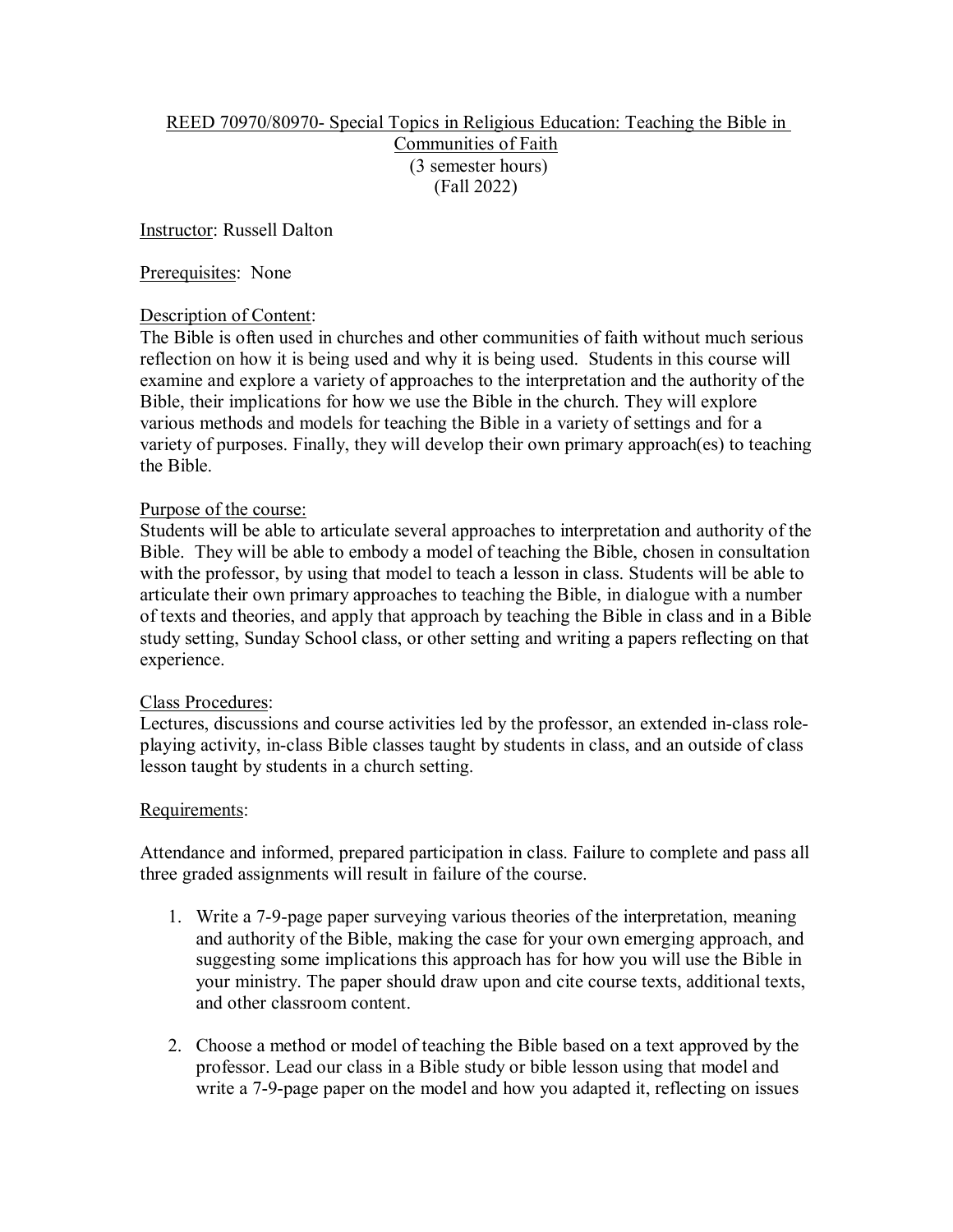REED 70970/80970- Special Topics in Religious Education: Teaching the Bible in Communities of Faith
(3 semester hours)
(Fall 2022)

Instructor: Russell Dalton

Prerequisites: None

Description of Content:
The Bible is often used in churches and other communities of faith without much serious reflection on how it is being used and why it is being used. Students in this course will examine and explore a variety of approaches to the interpretation and the authority of the Bible, their implications for how we use the Bible in the church. They will explore various methods and models for teaching the Bible in a variety of settings and for a variety of purposes. Finally, they will develop their own primary approach(es) to teaching the Bible.

Purpose of the course:
Students will be able to articulate several approaches to interpretation and authority of the Bible. They will be able to embody a model of teaching the Bible, chosen in consultation with the professor, by using that model to teach a lesson in class. Students will be able to articulate their own primary approaches to teaching the Bible, in dialogue with a number of texts and theories, and apply that approach by teaching the Bible in class and in a Bible study setting, Sunday School class, or other setting and writing a papers reflecting on that experience.

Class Procedures:
Lectures, discussions and course activities led by the professor, an extended in-class role-playing activity, in-class Bible classes taught by students in class, and an outside of class lesson taught by students in a church setting.

Requirements:

Attendance and informed, prepared participation in class. Failure to complete and pass all three graded assignments will result in failure of the course.

1. Write a 7-9-page paper surveying various theories of the interpretation, meaning and authority of the Bible, making the case for your own emerging approach, and suggesting some implications this approach has for how you will use the Bible in your ministry. The paper should draw upon and cite course texts, additional texts, and other classroom content.

2. Choose a method or model of teaching the Bible based on a text approved by the professor. Lead our class in a Bible study or bible lesson using that model and write a 7-9-page paper on the model and how you adapted it, reflecting on issues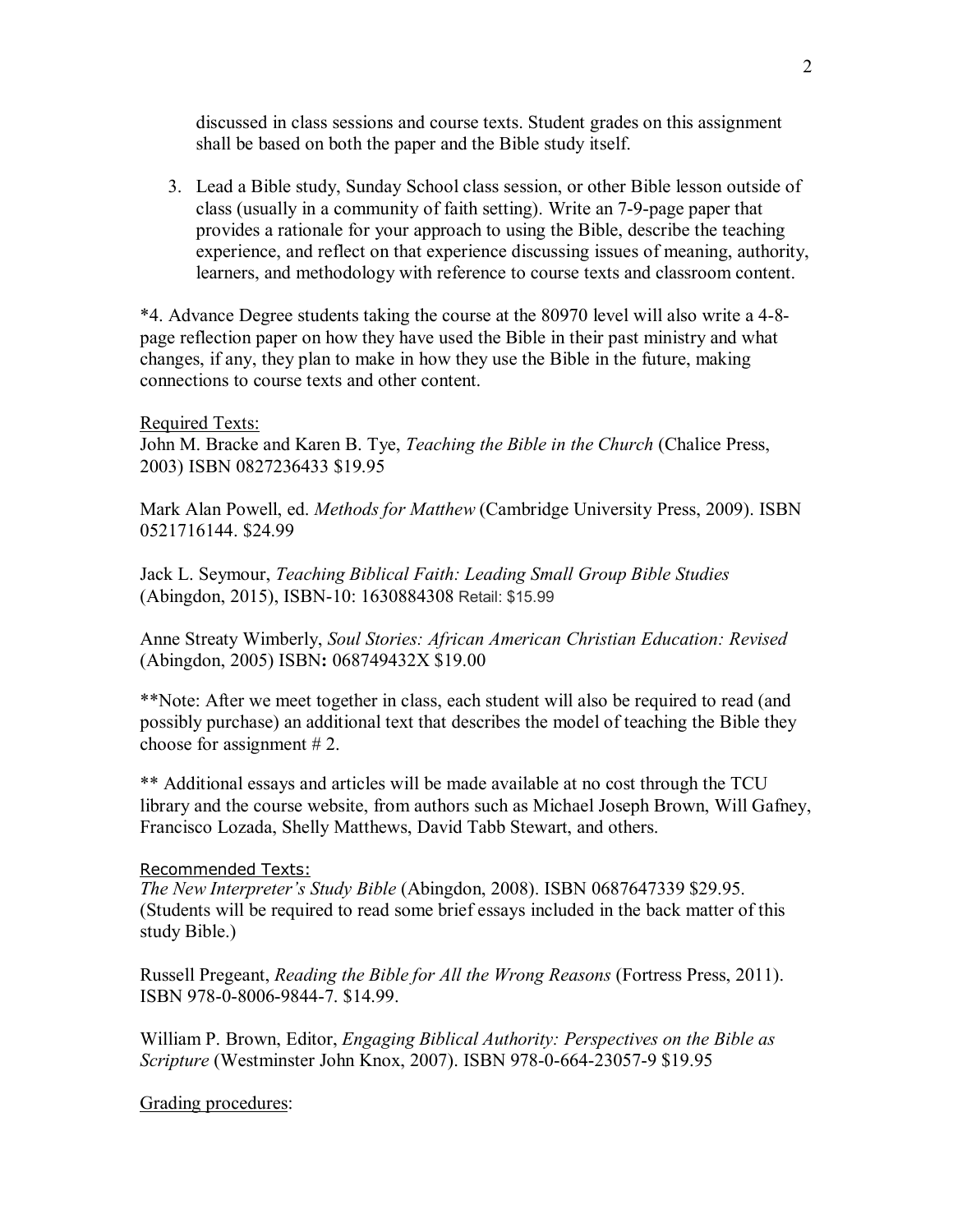discussed in class sessions and course texts. Student grades on this assignment shall be based on both the paper and the Bible study itself.

3. Lead a Bible study, Sunday School class session, or other Bible lesson outside of class (usually in a community of faith setting). Write an 7-9-page paper that provides a rationale for your approach to using the Bible, describe the teaching experience, and reflect on that experience discussing issues of meaning, authority, learners, and methodology with reference to course texts and classroom content.

*4. Advance Degree students taking the course at the 80970 level will also write a 4-8-page reflection paper on how they have used the Bible in their past ministry and what changes, if any, they plan to make in how they use the Bible in the future, making connections to course texts and other content.

<u>Required Texts:</u>

John M. Bracke and Karen B. Tye, *Teaching the Bible in the Church* (Chalice Press, 2003) ISBN 0827236433 $19.95

Mark Alan Powell, ed. *Methods for Matthew* (Cambridge University Press, 2009). ISBN 0521716144. $24.99

Jack L. Seymour, *Teaching Biblical Faith: Leading Small Group Bible Studies* (Abingdon, 2015), ISBN-10: 1630884308 Retail: $15.99

Anne Streaty Wimberly, *Soul Stories: African American Christian Education: Revised* (Abingdon, 2005) ISBN**:** 068749432X $19.00

**Note: After we meet together in class, each student will also be required to read (and possibly purchase) an additional text that describes the model of teaching the Bible they choose for assignment # 2.

** Additional essays and articles will be made available at no cost through the TCU library and the course website, from authors such as Michael Joseph Brown, Will Gafney, Francisco Lozada, Shelly Matthews, David Tabb Stewart, and others.

<u>Recommended Texts:</u>

*The New Interpreter's Study Bible* (Abingdon, 2008). ISBN 0687647339 $29.95. (Students will be required to read some brief essays included in the back matter of this study Bible.)

Russell Pregeant, *Reading the Bible for All the Wrong Reasons* (Fortress Press, 2011). ISBN 978-0-8006-9844-7. $14.99.

William P. Brown, Editor, *Engaging Biblical Authority: Perspectives on the Bible as Scripture* (Westminster John Knox, 2007). ISBN 978-0-664-23057-9 $19.95

<u>Grading procedures</u>: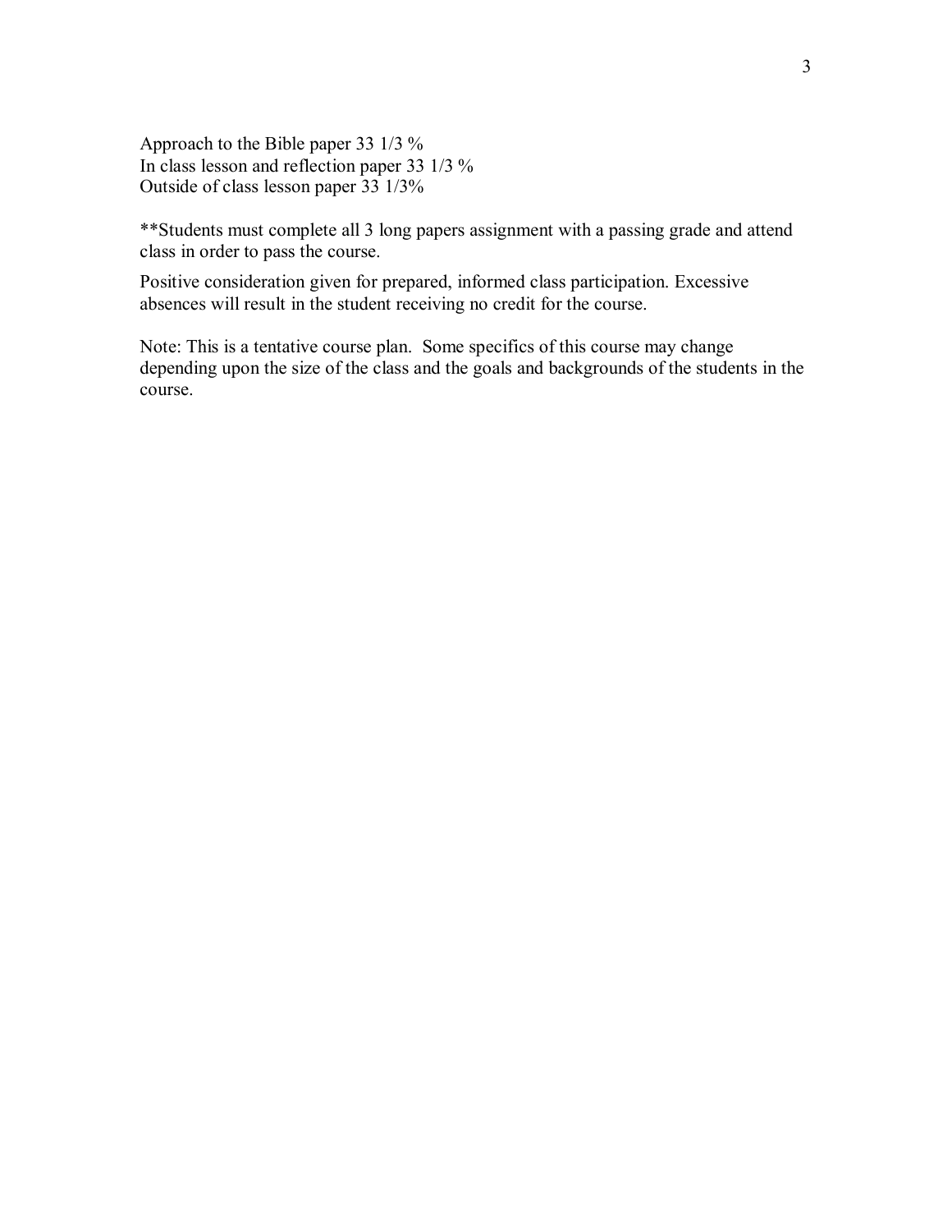Approach to the Bible paper 33 1/3 %
In class lesson and reflection paper 33 1/3 %
Outside of class lesson paper 33 1/3%

**Students must complete all 3 long papers assignment with a passing grade and attend class in order to pass the course.

Positive consideration given for prepared, informed class participation. Excessive absences will result in the student receiving no credit for the course.

Note: This is a tentative course plan. Some specifics of this course may change depending upon the size of the class and the goals and backgrounds of the students in the course.